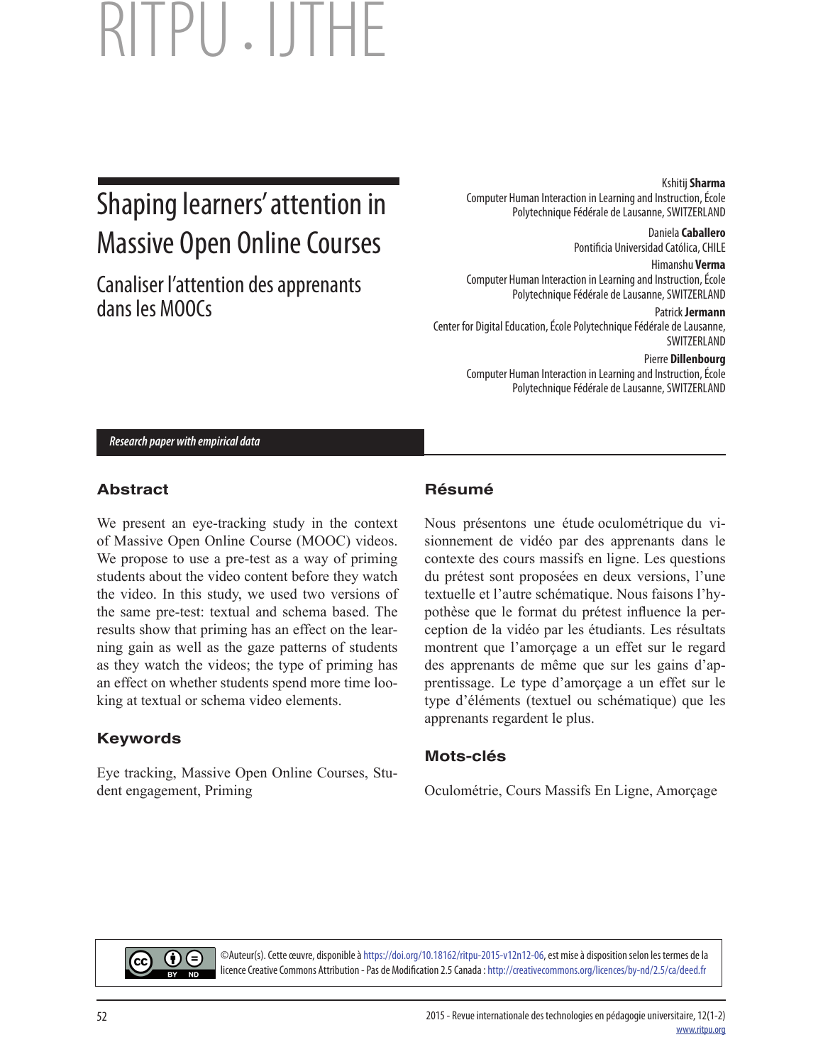# Shaping learners' attention in Massive Open Online Courses

## Canaliser l'attention des apprenants dans les MOOCs

Kshitij **Sharma**
Computer Human Interaction in Learning and Instruction, École Polytechnique Fédérale de Lausanne, SWITZERLAND

Daniela **Caballero**
Pontificia Universidad Católica, CHILE

Himanshu **Verma**
Computer Human Interaction in Learning and Instruction, École Polytechnique Fédérale de Lausanne, SWITZERLAND

Patrick **Jermann**
Center for Digital Education, École Polytechnique Fédérale de Lausanne, SWITZERLAND

Pierre **Dillenbourg**
Computer Human Interaction in Learning and Instruction, École Polytechnique Fédérale de Lausanne, SWITZERLAND

*Research paper with empirical data*

### Abstract

We present an eye-tracking study in the context of Massive Open Online Course (MOOC) videos. We propose to use a pre-test as a way of priming students about the video content before they watch the video. In this study, we used two versions of the same pre-test: textual and schema based. The results show that priming has an effect on the learning gain as well as the gaze patterns of students as they watch the videos; the type of priming has an effect on whether students spend more time looking at textual or schema video elements.

### Keywords

Eye tracking, Massive Open Online Courses, Student engagement, Priming

### Résumé

Nous présentons une étude oculométrique du visionnement de vidéo par des apprenants dans le contexte des cours massifs en ligne. Les questions du prétest sont proposées en deux versions, l'une textuelle et l'autre schématique. Nous faisons l'hypothèse que le format du prétest influence la perception de la vidéo par les étudiants. Les résultats montrent que l'amorçage a un effet sur le regard des apprenants de même que sur les gains d'apprentissage. Le type d'amorçage a un effet sur le type d'éléments (textuel ou schématique) que les apprenants regardent le plus.

### Mots-clés

Oculométrie, Cours Massifs En Ligne, Amorçage

©Auteur(s). Cette œuvre, disponible à https://doi.org/10.18162/ritpu-2015-v12n12-06, est mise à disposition selon les termes de la licence Creative Commons Attribution - Pas de Modification 2.5 Canada : http://creativecommons.org/licences/by-nd/2.5/ca/deed.fr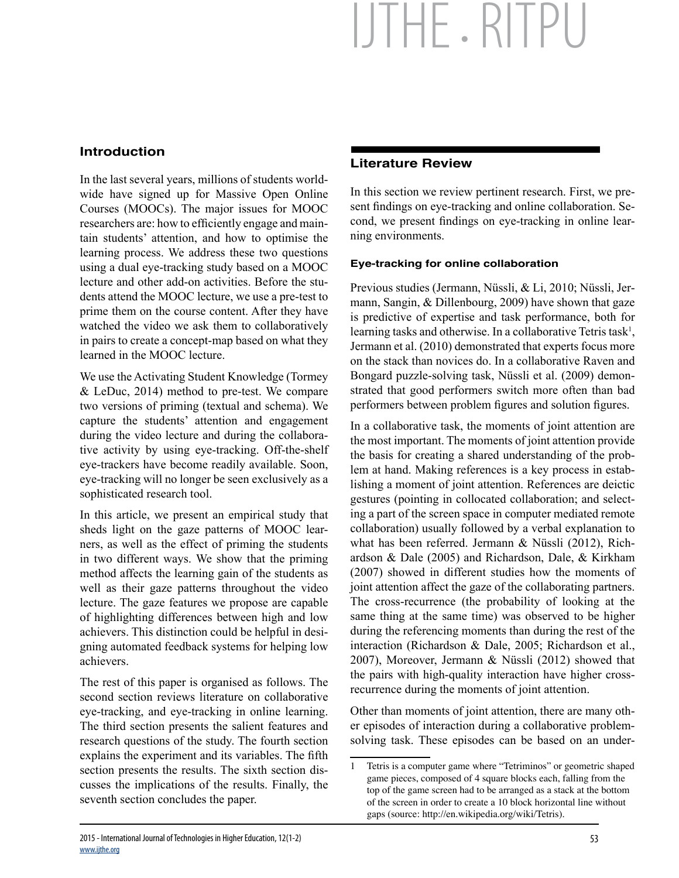## Introduction

In the last several years, millions of students worldwide have signed up for Massive Open Online Courses (MOOCs). The major issues for MOOC researchers are: how to efficiently engage and maintain students' attention, and how to optimise the learning process. We address these two questions using a dual eye-tracking study based on a MOOC lecture and other add-on activities. Before the students attend the MOOC lecture, we use a pre-test to prime them on the course content. After they have watched the video we ask them to collaboratively in pairs to create a concept-map based on what they learned in the MOOC lecture.

We use the Activating Student Knowledge (Tormey & LeDuc, 2014) method to pre-test. We compare two versions of priming (textual and schema). We capture the students' attention and engagement during the video lecture and during the collaborative activity by using eye-tracking. Off-the-shelf eye-trackers have become readily available. Soon, eye-tracking will no longer be seen exclusively as a sophisticated research tool.

In this article, we present an empirical study that sheds light on the gaze patterns of MOOC learners, as well as the effect of priming the students in two different ways. We show that the priming method affects the learning gain of the students as well as their gaze patterns throughout the video lecture. The gaze features we propose are capable of highlighting differences between high and low achievers. This distinction could be helpful in designing automated feedback systems for helping low achievers.

The rest of this paper is organised as follows. The second section reviews literature on collaborative eye-tracking, and eye-tracking in online learning. The third section presents the salient features and research questions of the study. The fourth section explains the experiment and its variables. The fifth section presents the results. The sixth section discusses the implications of the results. Finally, the seventh section concludes the paper.

## Literature Review

In this section we review pertinent research. First, we present findings on eye-tracking and online collaboration. Second, we present findings on eye-tracking in online learning environments.

### Eye-tracking for online collaboration

Previous studies (Jermann, Nüssli, & Li, 2010; Nüssli, Jermann, Sangin, & Dillenbourg, 2009) have shown that gaze is predictive of expertise and task performance, both for learning tasks and otherwise. In a collaborative Tetris task[1], Jermann et al. (2010) demonstrated that experts focus more on the stack than novices do. In a collaborative Raven and Bongard puzzle-solving task, Nüssli et al. (2009) demonstrated that good performers switch more often than bad performers between problem figures and solution figures.

In a collaborative task, the moments of joint attention are the most important. The moments of joint attention provide the basis for creating a shared understanding of the problem at hand. Making references is a key process in establishing a moment of joint attention. References are deictic gestures (pointing in collocated collaboration; and selecting a part of the screen space in computer mediated remote collaboration) usually followed by a verbal explanation to what has been referred. Jermann & Nüssli (2012), Richardson & Dale (2005) and Richardson, Dale, & Kirkham (2007) showed in different studies how the moments of joint attention affect the gaze of the collaborating partners. The cross-recurrence (the probability of looking at the same thing at the same time) was observed to be higher during the referencing moments than during the rest of the interaction (Richardson & Dale, 2005; Richardson et al., 2007), Moreover, Jermann & Nüssli (2012) showed that the pairs with high-quality interaction have higher cross-recurrence during the moments of joint attention.

Other than moments of joint attention, there are many other episodes of interaction during a collaborative problem-solving task. These episodes can be based on an under-

---

1 Tetris is a computer game where "Tetriminos" or geometric shaped game pieces, composed of 4 square blocks each, falling from the top of the game screen had to be arranged as a stack at the bottom of the screen in order to create a 10 block horizontal line without gaps (source: http://en.wikipedia.org/wiki/Tetris).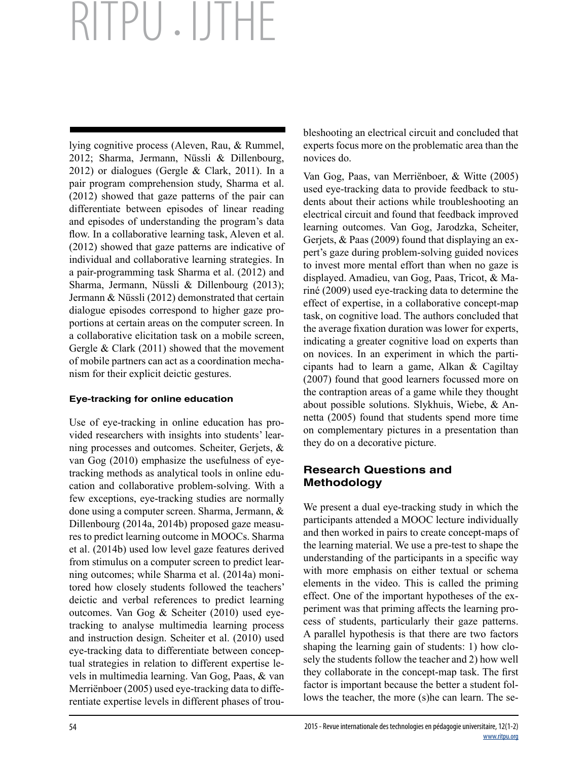lying cognitive process (Aleven, Rau, & Rummel, 2012; Sharma, Jermann, Nüssli & Dillenbourg, 2012) or dialogues (Gergle & Clark, 2011). In a pair program comprehension study, Sharma et al. (2012) showed that gaze patterns of the pair can differentiate between episodes of linear reading and episodes of understanding the program's data flow. In a collaborative learning task, Aleven et al. (2012) showed that gaze patterns are indicative of individual and collaborative learning strategies. In a pair-programming task Sharma et al. (2012) and Sharma, Jermann, Nüssli & Dillenbourg (2013); Jermann & Nüssli (2012) demonstrated that certain dialogue episodes correspond to higher gaze proportions at certain areas on the computer screen. In a collaborative elicitation task on a mobile screen, Gergle & Clark (2011) showed that the movement of mobile partners can act as a coordination mechanism for their explicit deictic gestures.

#### Eye-tracking for online education

Use of eye-tracking in online education has provided researchers with insights into students' learning processes and outcomes. Scheiter, Gerjets, & van Gog (2010) emphasize the usefulness of eye-tracking methods as analytical tools in online education and collaborative problem-solving. With a few exceptions, eye-tracking studies are normally done using a computer screen. Sharma, Jermann, & Dillenbourg (2014a, 2014b) proposed gaze measures to predict learning outcome in MOOCs. Sharma et al. (2014b) used low level gaze features derived from stimulus on a computer screen to predict learning outcomes; while Sharma et al. (2014a) monitored how closely students followed the teachers' deictic and verbal references to predict learning outcomes. Van Gog & Scheiter (2010) used eye-tracking to analyse multimedia learning process and instruction design. Scheiter et al. (2010) used eye-tracking data to differentiate between conceptual strategies in relation to different expertise levels in multimedia learning. Van Gog, Paas, & van Merriënboer (2005) used eye-tracking data to differentiate expertise levels in different phases of troubleshooting an electrical circuit and concluded that experts focus more on the problematic area than the novices do.

Van Gog, Paas, van Merriënboer, & Witte (2005) used eye-tracking data to provide feedback to students about their actions while troubleshooting an electrical circuit and found that feedback improved learning outcomes. Van Gog, Jarodzka, Scheiter, Gerjets, & Paas (2009) found that displaying an expert's gaze during problem-solving guided novices to invest more mental effort than when no gaze is displayed. Amadieu, van Gog, Paas, Tricot, & Mariné (2009) used eye-tracking data to determine the effect of expertise, in a collaborative concept-map task, on cognitive load. The authors concluded that the average fixation duration was lower for experts, indicating a greater cognitive load on experts than on novices. In an experiment in which the participants had to learn a game, Alkan & Cagiltay (2007) found that good learners focussed more on the contraption areas of a game while they thought about possible solutions. Slykhuis, Wiebe, & Annetta (2005) found that students spend more time on complementary pictures in a presentation than they do on a decorative picture.

## Research Questions and Methodology

We present a dual eye-tracking study in which the participants attended a MOOC lecture individually and then worked in pairs to create concept-maps of the learning material. We use a pre-test to shape the understanding of the participants in a specific way with more emphasis on either textual or schema elements in the video. This is called the priming effect. One of the important hypotheses of the experiment was that priming affects the learning process of students, particularly their gaze patterns. A parallel hypothesis is that there are two factors shaping the learning gain of students: 1) how closely the students follow the teacher and 2) how well they collaborate in the concept-map task. The first factor is important because the better a student follows the teacher, the more (s)he can learn. The se-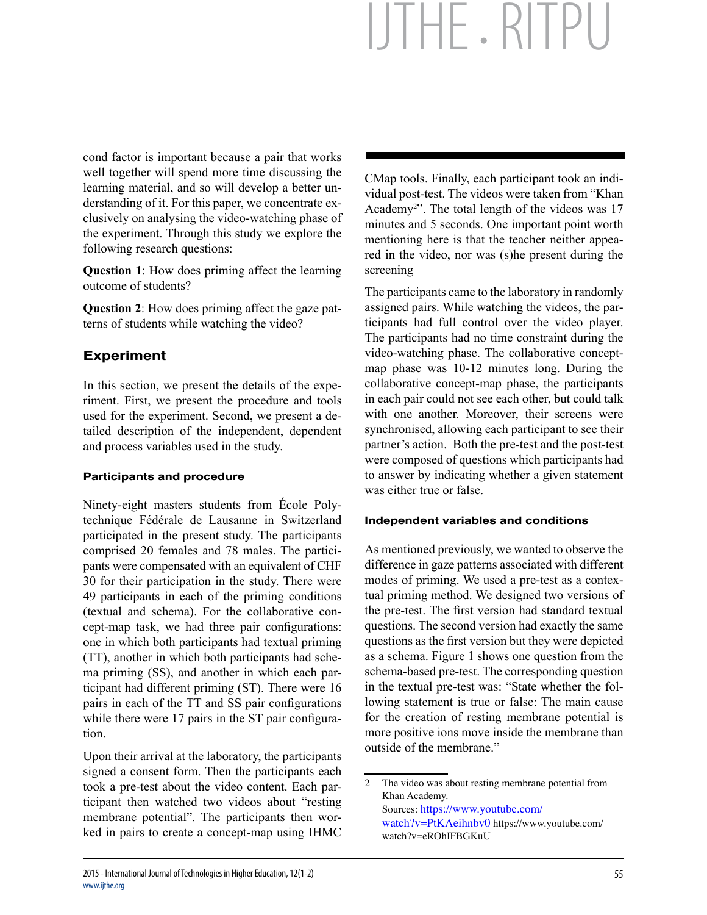cond factor is important because a pair that works well together will spend more time discussing the learning material, and so will develop a better understanding of it. For this paper, we concentrate exclusively on analysing the video-watching phase of the experiment. Through this study we explore the following research questions:

**Question 1**: How does priming affect the learning outcome of students?

**Question 2**: How does priming affect the gaze patterns of students while watching the video?

## Experiment

In this section, we present the details of the experiment. First, we present the procedure and tools used for the experiment. Second, we present a detailed description of the independent, dependent and process variables used in the study.

### Participants and procedure

Ninety-eight masters students from École Polytechnique Fédérale de Lausanne in Switzerland participated in the present study. The participants comprised 20 females and 78 males. The participants were compensated with an equivalent of CHF 30 for their participation in the study. There were 49 participants in each of the priming conditions (textual and schema). For the collaborative concept-map task, we had three pair configurations: one in which both participants had textual priming (TT), another in which both participants had schema priming (SS), and another in which each participant had different priming (ST). There were 16 pairs in each of the TT and SS pair configurations while there were 17 pairs in the ST pair configuration.

Upon their arrival at the laboratory, the participants signed a consent form. Then the participants each took a pre-test about the video content. Each participant then watched two videos about "resting membrane potential". The participants then worked in pairs to create a concept-map using IHMC CMap tools. Finally, each participant took an individual post-test. The videos were taken from "Khan Academy[2]". The total length of the videos was 17 minutes and 5 seconds. One important point worth mentioning here is that the teacher neither appeared in the video, nor was (s)he present during the screening

The participants came to the laboratory in randomly assigned pairs. While watching the videos, the participants had full control over the video player. The participants had no time constraint during the video-watching phase. The collaborative concept-map phase was 10-12 minutes long. During the collaborative concept-map phase, the participants in each pair could not see each other, but could talk with one another. Moreover, their screens were synchronised, allowing each participant to see their partner's action. Both the pre-test and the post-test were composed of questions which participants had to answer by indicating whether a given statement was either true or false.

### Independent variables and conditions

As mentioned previously, we wanted to observe the difference in gaze patterns associated with different modes of priming. We used a pre-test as a contextual priming method. We designed two versions of the pre-test. The first version had standard textual questions. The second version had exactly the same questions as the first version but they were depicted as a schema. Figure 1 shows one question from the schema-based pre-test. The corresponding question in the textual pre-test was: "State whether the following statement is true or false: The main cause for the creation of resting membrane potential is more positive ions move inside the membrane than outside of the membrane."

---

2 The video was about resting membrane potential from Khan Academy.
Sources: https://www.youtube.com/watch?v=PtKAeihnbv0 https://www.youtube.com/watch?v=eROhIFBGKuU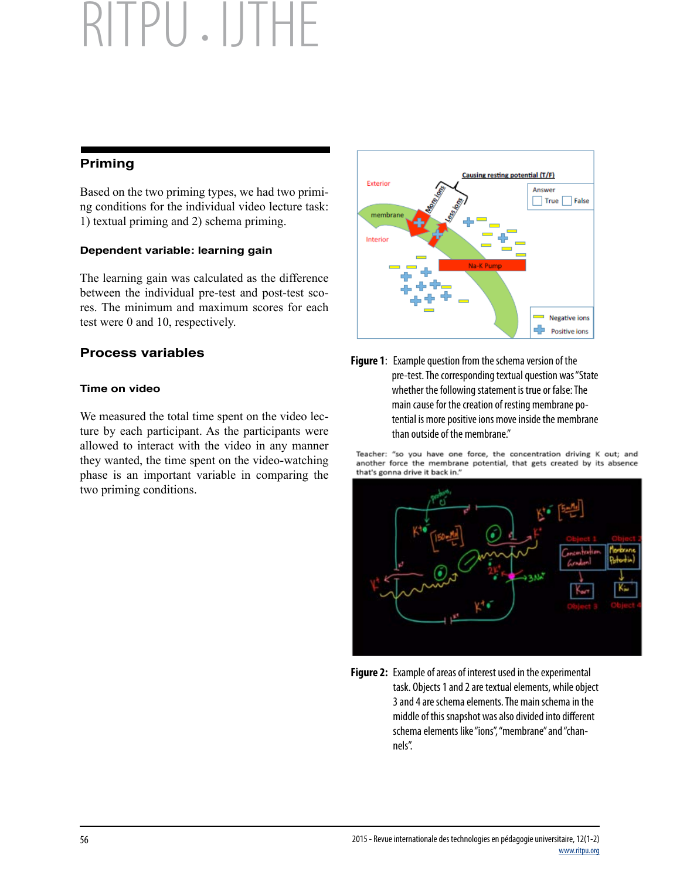## Priming

Based on the two priming types, we had two priming conditions for the individual video lecture task: 1) textual priming and 2) schema priming.

### Dependent variable: learning gain

The learning gain was calculated as the difference between the individual pre-test and post-test scores. The minimum and maximum scores for each test were 0 and 10, respectively.

## Process variables

### Time on video

We measured the total time spent on the video lecture by each participant. As the participants were allowed to interact with the video in any manner they wanted, the time spent on the video-watching phase is an important variable in comparing the two priming conditions.

**Figure 1**: Example question from the schema version of the pre-test. The corresponding textual question was "State whether the following statement is true or false: The main cause for the creation of resting membrane potential is more positive ions move inside the membrane than outside of the membrane."

Teacher: "so you have one force, the concentration driving K out; and another force the membrane potential, that gets created by its absence that's gonna drive it back in."

**Figure 2:** Example of areas of interest used in the experimental task. Objects 1 and 2 are textual elements, while object 3 and 4 are schema elements. The main schema in the middle of this snapshot was also divided into different schema elements like "ions", "membrane" and "channels".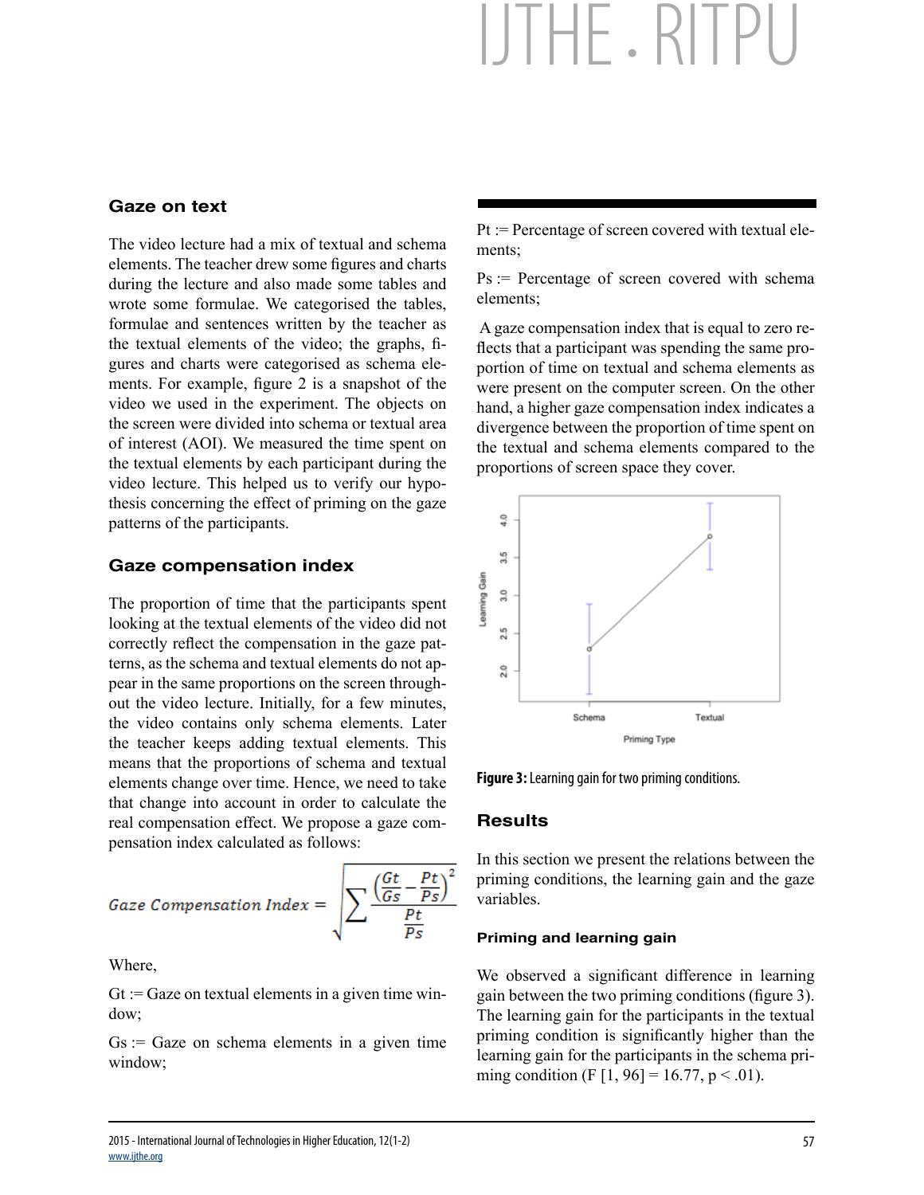### Gaze on text

The video lecture had a mix of textual and schema elements. The teacher drew some figures and charts during the lecture and also made some tables and wrote some formulae. We categorised the tables, formulae and sentences written by the teacher as the textual elements of the video; the graphs, figures and charts were categorised as schema elements. For example, figure 2 is a snapshot of the video we used in the experiment. The objects on the screen were divided into schema or textual area of interest (AOI). We measured the time spent on the textual elements by each participant during the video lecture. This helped us to verify our hypothesis concerning the effect of priming on the gaze patterns of the participants.

### Gaze compensation index

The proportion of time that the participants spent looking at the textual elements of the video did not correctly reflect the compensation in the gaze patterns, as the schema and textual elements do not appear in the same proportions on the screen throughout the video lecture. Initially, for a few minutes, the video contains only schema elements. Later the teacher keeps adding textual elements. This means that the proportions of schema and textual elements change over time. Hence, we need to take that change into account in order to calculate the real compensation effect. We propose a gaze compensation index calculated as follows:

$$\textit{Gaze Compensation Index} = \sqrt{\sum \frac{\left(\frac{Gt}{Gs} - \frac{Pt}{Ps}\right)^2}{\frac{Pt}{Ps}}}$$

Where,

$Gt$ := Gaze on textual elements in a given time window;

$Gs$ := Gaze on schema elements in a given time window;

$Pt$ := Percentage of screen covered with textual elements;

$Ps$ := Percentage of screen covered with schema elements;

A gaze compensation index that is equal to zero reflects that a participant was spending the same proportion of time on textual and schema elements as were present on the computer screen. On the other hand, a higher gaze compensation index indicates a divergence between the proportion of time spent on the textual and schema elements compared to the proportions of screen space they cover.

**Figure 3:** Learning gain for two priming conditions.

## Results

In this section we present the relations between the priming conditions, the learning gain and the gaze variables.

### Priming and learning gain

We observed a significant difference in learning gain between the two priming conditions (figure 3). The learning gain for the participants in the textual priming condition is significantly higher than the learning gain for the participants in the schema priming condition ($F\ [1, 96] = 16.77$, $p < .01$).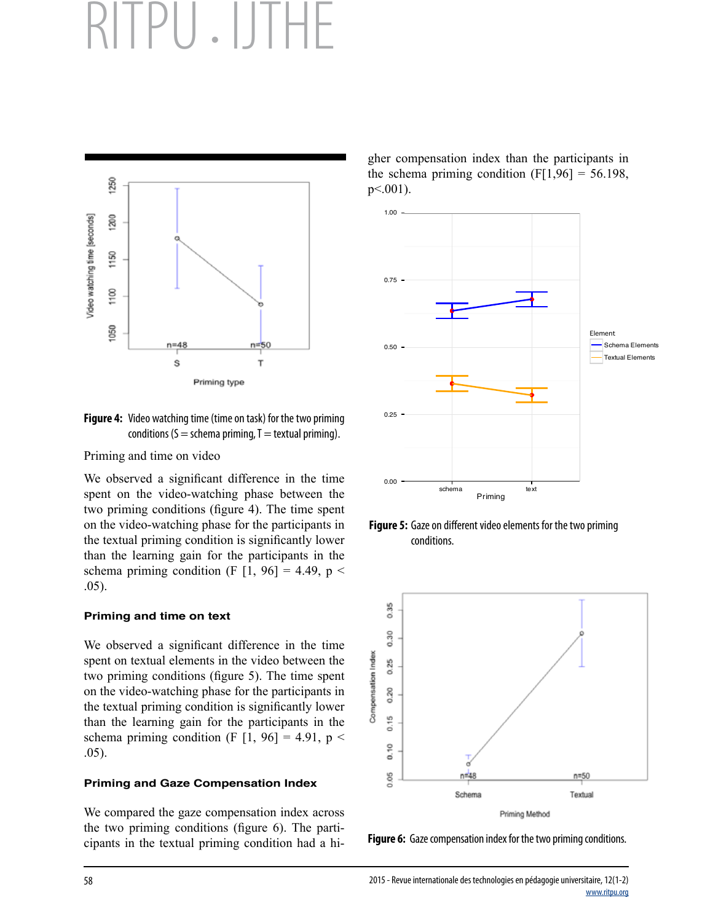**Figure 4:** Video watching time (time on task) for the two priming conditions (S = schema priming, T = textual priming).

Priming and time on video

We observed a significant difference in the time spent on the video-watching phase between the two priming conditions (figure 4). The time spent on the video-watching phase for the participants in the textual priming condition is significantly lower than the learning gain for the participants in the schema priming condition ($F [1, 96] = 4.49$, $p < .05$).

### Priming and time on text

We observed a significant difference in the time spent on textual elements in the video between the two priming conditions (figure 5). The time spent on the video-watching phase for the participants in the textual priming condition is significantly lower than the learning gain for the participants in the schema priming condition ($F [1, 96] = 4.91$, $p < .05$).

### Priming and Gaze Compensation Index

We compared the gaze compensation index across the two priming conditions (figure 6). The participants in the textual priming condition had a higher compensation index than the participants in the schema priming condition ($F[1,96] = 56.198$, $p<.001$).

**Figure 5:** Gaze on different video elements for the two priming conditions.

**Figure 6:** Gaze compensation index for the two priming conditions.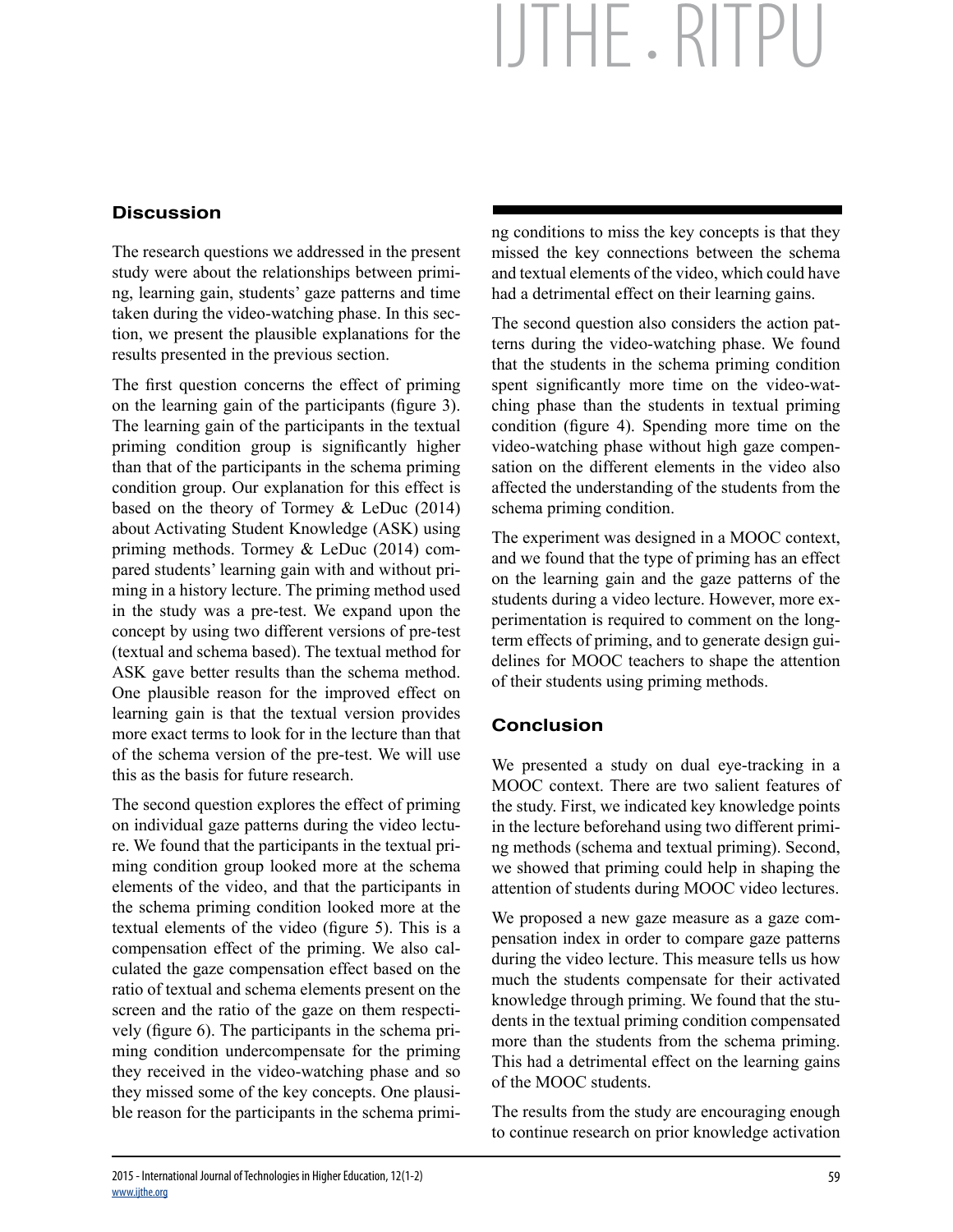## Discussion

The research questions we addressed in the present study were about the relationships between priming, learning gain, students' gaze patterns and time taken during the video-watching phase. In this section, we present the plausible explanations for the results presented in the previous section.

The first question concerns the effect of priming on the learning gain of the participants (figure 3). The learning gain of the participants in the textual priming condition group is significantly higher than that of the participants in the schema priming condition group. Our explanation for this effect is based on the theory of Tormey & LeDuc (2014) about Activating Student Knowledge (ASK) using priming methods. Tormey & LeDuc (2014) compared students' learning gain with and without priming in a history lecture. The priming method used in the study was a pre-test. We expand upon the concept by using two different versions of pre-test (textual and schema based). The textual method for ASK gave better results than the schema method. One plausible reason for the improved effect on learning gain is that the textual version provides more exact terms to look for in the lecture than that of the schema version of the pre-test. We will use this as the basis for future research.

The second question explores the effect of priming on individual gaze patterns during the video lecture. We found that the participants in the textual priming condition group looked more at the schema elements of the video, and that the participants in the schema priming condition looked more at the textual elements of the video (figure 5). This is a compensation effect of the priming. We also calculated the gaze compensation effect based on the ratio of textual and schema elements present on the screen and the ratio of the gaze on them respectively (figure 6). The participants in the schema priming condition undercompensate for the priming they received in the video-watching phase and so they missed some of the key concepts. One plausible reason for the participants in the schema priming conditions to miss the key concepts is that they missed the key connections between the schema and textual elements of the video, which could have had a detrimental effect on their learning gains.

The second question also considers the action patterns during the video-watching phase. We found that the students in the schema priming condition spent significantly more time on the video-watching phase than the students in textual priming condition (figure 4). Spending more time on the video-watching phase without high gaze compensation on the different elements in the video also affected the understanding of the students from the schema priming condition.

The experiment was designed in a MOOC context, and we found that the type of priming has an effect on the learning gain and the gaze patterns of the students during a video lecture. However, more experimentation is required to comment on the long-term effects of priming, and to generate design guidelines for MOOC teachers to shape the attention of their students using priming methods.

## Conclusion

We presented a study on dual eye-tracking in a MOOC context. There are two salient features of the study. First, we indicated key knowledge points in the lecture beforehand using two different priming methods (schema and textual priming). Second, we showed that priming could help in shaping the attention of students during MOOC video lectures.

We proposed a new gaze measure as a gaze compensation index in order to compare gaze patterns during the video lecture. This measure tells us how much the students compensate for their activated knowledge through priming. We found that the students in the textual priming condition compensated more than the students from the schema priming. This had a detrimental effect on the learning gains of the MOOC students.

The results from the study are encouraging enough to continue research on prior knowledge activation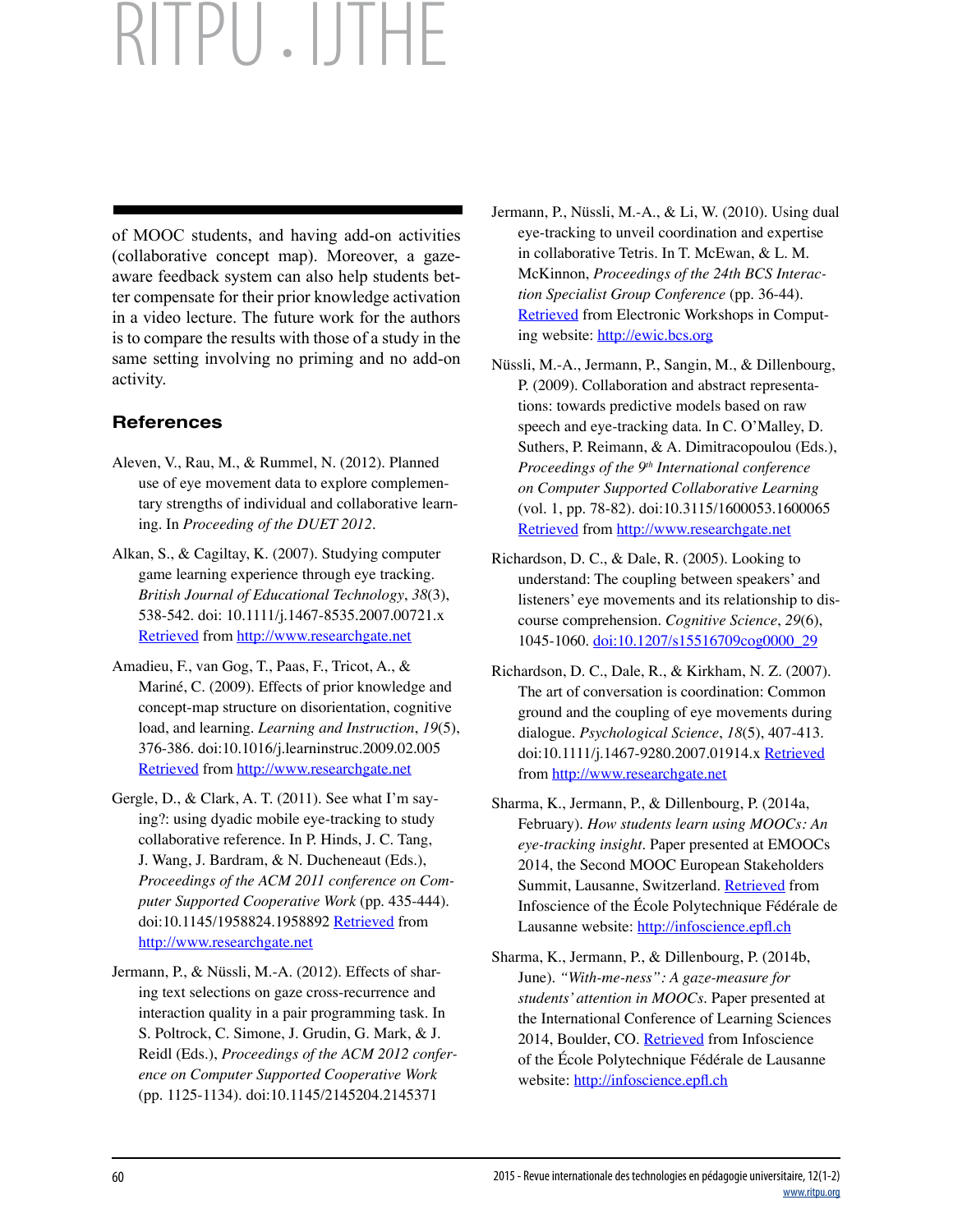of MOOC students, and having add-on activities (collaborative concept map). Moreover, a gaze-aware feedback system can also help students better compensate for their prior knowledge activation in a video lecture. The future work for the authors is to compare the results with those of a study in the same setting involving no priming and no add-on activity.

## References

Aleven, V., Rau, M., & Rummel, N. (2012). Planned use of eye movement data to explore complementary strengths of individual and collaborative learning. In *Proceeding of the DUET 2012*.

Alkan, S., & Cagiltay, K. (2007). Studying computer game learning experience through eye tracking. *British Journal of Educational Technology*, *38*(3), 538-542. doi: 10.1111/j.1467-8535.2007.00721.x Retrieved from http://www.researchgate.net

Amadieu, F., van Gog, T., Paas, F., Tricot, A., & Mariné, C. (2009). Effects of prior knowledge and concept-map structure on disorientation, cognitive load, and learning. *Learning and Instruction*, *19*(5), 376-386. doi:10.1016/j.learninstruc.2009.02.005 Retrieved from http://www.researchgate.net

Gergle, D., & Clark, A. T. (2011). See what I'm saying?: using dyadic mobile eye-tracking to study collaborative reference. In P. Hinds, J. C. Tang, J. Wang, J. Bardram, & N. Ducheneaut (Eds.), *Proceedings of the ACM 2011 conference on Computer Supported Cooperative Work* (pp. 435-444). doi:10.1145/1958824.1958892 Retrieved from http://www.researchgate.net

Jermann, P., & Nüssli, M.-A. (2012). Effects of sharing text selections on gaze cross-recurrence and interaction quality in a pair programming task. In S. Poltrock, C. Simone, J. Grudin, G. Mark, & J. Reidl (Eds.), *Proceedings of the ACM 2012 conference on Computer Supported Cooperative Work* (pp. 1125-1134). doi:10.1145/2145204.2145371

Jermann, P., Nüssli, M.-A., & Li, W. (2010). Using dual eye-tracking to unveil coordination and expertise in collaborative Tetris. In T. McEwan, & L. M. McKinnon, *Proceedings of the 24th BCS Interaction Specialist Group Conference* (pp. 36-44). Retrieved from Electronic Workshops in Computing website: http://ewic.bcs.org

Nüssli, M.-A., Jermann, P., Sangin, M., & Dillenbourg, P. (2009). Collaboration and abstract representations: towards predictive models based on raw speech and eye-tracking data. In C. O'Malley, D. Suthers, P. Reimann, & A. Dimitracopoulou (Eds.), *Proceedings of the 9th International conference on Computer Supported Collaborative Learning* (vol. 1, pp. 78-82). doi:10.3115/1600053.1600065 Retrieved from http://www.researchgate.net

Richardson, D. C., & Dale, R. (2005). Looking to understand: The coupling between speakers' and listeners' eye movements and its relationship to discourse comprehension. *Cognitive Science*, *29*(6), 1045-1060. doi:10.1207/s15516709cog0000_29

Richardson, D. C., Dale, R., & Kirkham, N. Z. (2007). The art of conversation is coordination: Common ground and the coupling of eye movements during dialogue. *Psychological Science*, *18*(5), 407-413. doi:10.1111/j.1467-9280.2007.01914.x Retrieved from http://www.researchgate.net

Sharma, K., Jermann, P., & Dillenbourg, P. (2014a, February). *How students learn using MOOCs: An eye-tracking insight*. Paper presented at EMOOCs 2014, the Second MOOC European Stakeholders Summit, Lausanne, Switzerland. Retrieved from Infoscience of the École Polytechnique Fédérale de Lausanne website: http://infoscience.epfl.ch

Sharma, K., Jermann, P., & Dillenbourg, P. (2014b, June). *"With-me-ness": A gaze-measure for students' attention in MOOCs*. Paper presented at the International Conference of Learning Sciences 2014, Boulder, CO. Retrieved from Infoscience of the École Polytechnique Fédérale de Lausanne website: http://infoscience.epfl.ch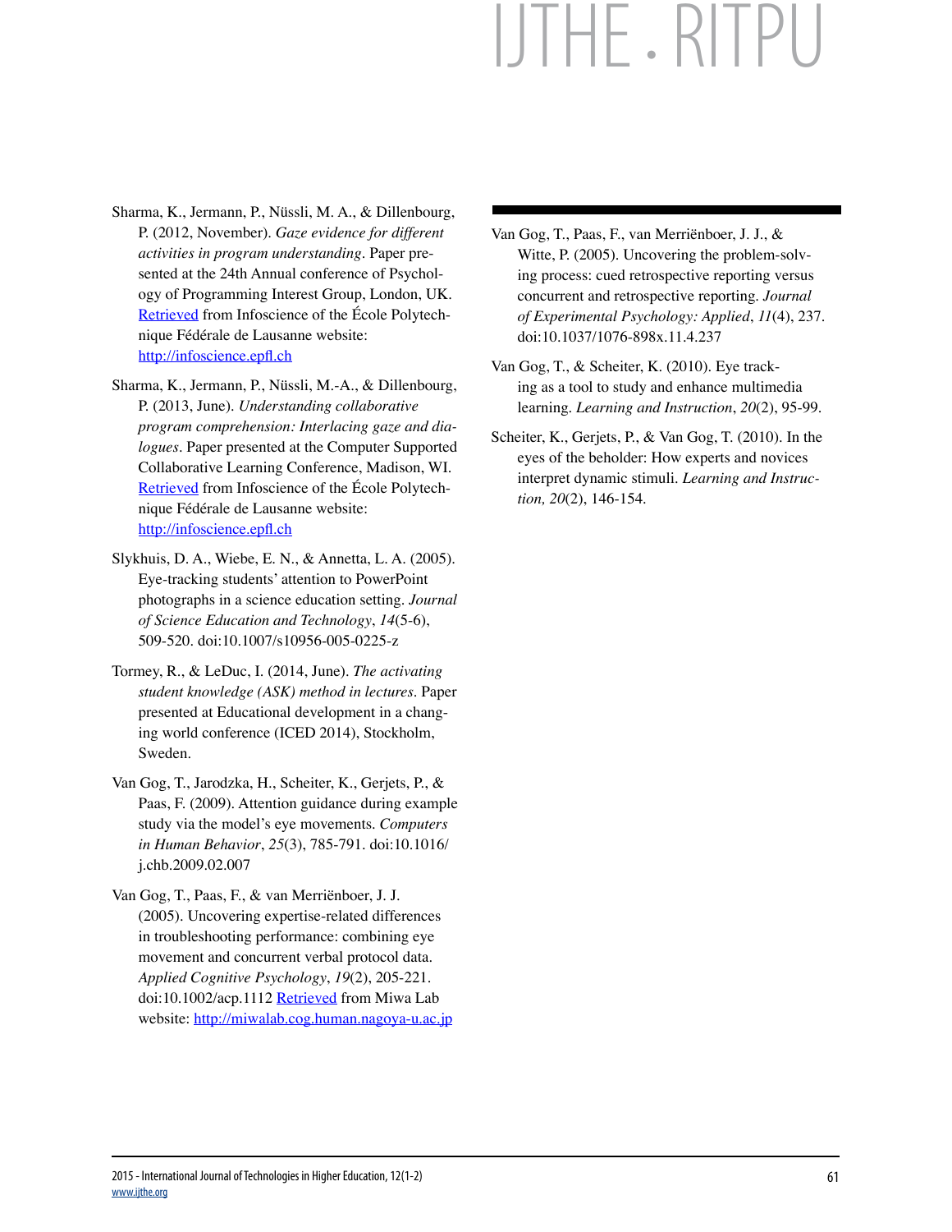Sharma, K., Jermann, P., Nüssli, M. A., & Dillenbourg, P. (2012, November). *Gaze evidence for different activities in program understanding*. Paper presented at the 24th Annual conference of Psychology of Programming Interest Group, London, UK. Retrieved from Infoscience of the École Polytechnique Fédérale de Lausanne website: http://infoscience.epfl.ch

Sharma, K., Jermann, P., Nüssli, M.-A., & Dillenbourg, P. (2013, June). *Understanding collaborative program comprehension: Interlacing gaze and dialogues*. Paper presented at the Computer Supported Collaborative Learning Conference, Madison, WI. Retrieved from Infoscience of the École Polytechnique Fédérale de Lausanne website: http://infoscience.epfl.ch

Slykhuis, D. A., Wiebe, E. N., & Annetta, L. A. (2005). Eye-tracking students' attention to PowerPoint photographs in a science education setting. *Journal of Science Education and Technology*, *14*(5-6), 509-520. doi:10.1007/s10956-005-0225-z

Tormey, R., & LeDuc, I. (2014, June). *The activating student knowledge (ASK) method in lectures*. Paper presented at Educational development in a changing world conference (ICED 2014), Stockholm, Sweden.

Van Gog, T., Jarodzka, H., Scheiter, K., Gerjets, P., & Paas, F. (2009). Attention guidance during example study via the model's eye movements. *Computers in Human Behavior*, *25*(3), 785-791. doi:10.1016/j.chb.2009.02.007

Van Gog, T., Paas, F., & van Merriënboer, J. J. (2005). Uncovering expertise-related differences in troubleshooting performance: combining eye movement and concurrent verbal protocol data. *Applied Cognitive Psychology*, *19*(2), 205-221. doi:10.1002/acp.1112 Retrieved from Miwa Lab website: http://miwalab.cog.human.nagoya-u.ac.jp

Van Gog, T., Paas, F., van Merriënboer, J. J., & Witte, P. (2005). Uncovering the problem-solving process: cued retrospective reporting versus concurrent and retrospective reporting. *Journal of Experimental Psychology: Applied*, *11*(4), 237. doi:10.1037/1076-898x.11.4.237

Van Gog, T., & Scheiter, K. (2010). Eye tracking as a tool to study and enhance multimedia learning. *Learning and Instruction*, *20*(2), 95-99.

Scheiter, K., Gerjets, P., & Van Gog, T. (2010). In the eyes of the beholder: How experts and novices interpret dynamic stimuli. *Learning and Instruction, 20*(2), 146-154.